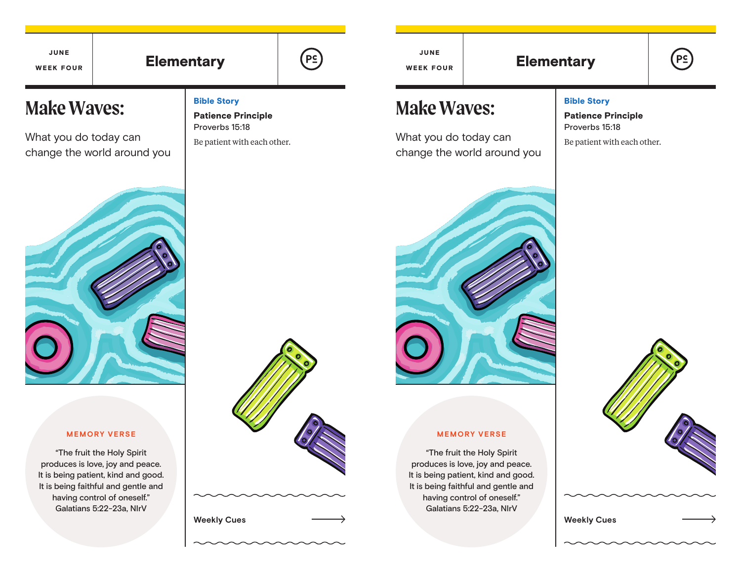JUNE

WEEK FOUR

# Elementary

## Make Waves:

What you do today can change the world around you

**Bible Story**

**Patience Principle**
Proverbs 15:18

Be patient with each other.

MEMORY VERSE

"The fruit the Holy Spirit produces is love, joy and peace. It is being patient, kind and good. It is being faithful and gentle and having control of oneself."
Galatians 5:22-23a, NIrV

Weekly Cues

JUNE

WEEK FOUR

# Elementary

## Make Waves:

What you do today can change the world around you

**Bible Story**

**Patience Principle**
Proverbs 15:18

Be patient with each other.

MEMORY VERSE

"The fruit the Holy Spirit produces is love, joy and peace. It is being patient, kind and good. It is being faithful and gentle and having control of oneself."
Galatians 5:22-23a, NIrV

Weekly Cues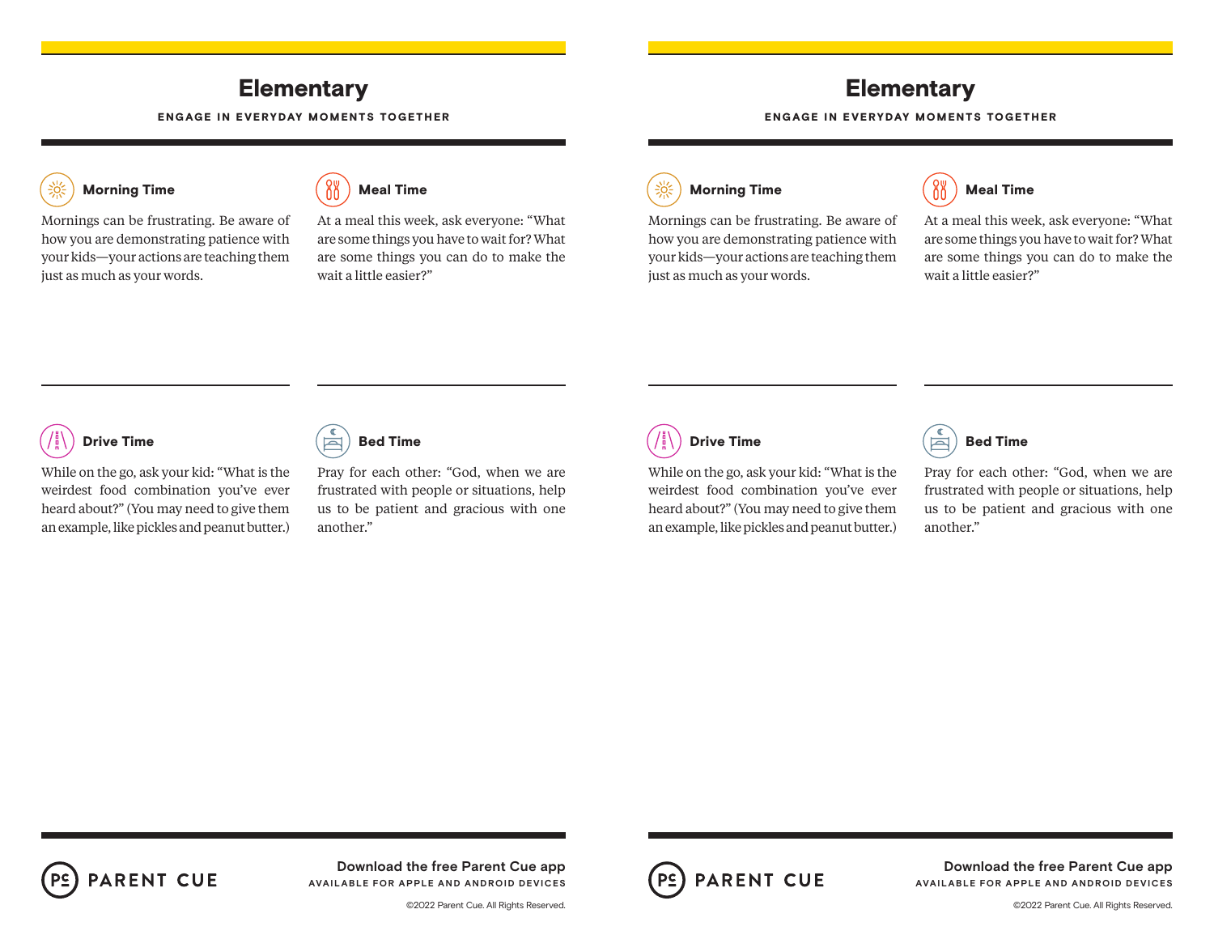# Elementary

**ENGAGE IN EVERYDAY MOMENTS TOGETHER**

### Morning Time

Mornings can be frustrating. Be aware of how you are demonstrating patience with your kids—your actions are teaching them just as much as your words.

### Meal Time

At a meal this week, ask everyone: "What are some things you have to wait for? What are some things you can do to make the wait a little easier?"

### Drive Time

While on the go, ask your kid: "What is the weirdest food combination you've ever heard about?" (You may need to give them an example, like pickles and peanut butter.)

### Bed Time

Pray for each other: "God, when we are frustrated with people or situations, help us to be patient and gracious with one another."

PARENT CUE

**Download the free Parent Cue app**
AVAILABLE FOR APPLE AND ANDROID DEVICES

©2022 Parent Cue. All Rights Reserved.

# Elementary

**ENGAGE IN EVERYDAY MOMENTS TOGETHER**

### Morning Time

Mornings can be frustrating. Be aware of how you are demonstrating patience with your kids—your actions are teaching them just as much as your words.

### Meal Time

At a meal this week, ask everyone: "What are some things you have to wait for? What are some things you can do to make the wait a little easier?"

### Drive Time

While on the go, ask your kid: "What is the weirdest food combination you've ever heard about?" (You may need to give them an example, like pickles and peanut butter.)

### Bed Time

Pray for each other: "God, when we are frustrated with people or situations, help us to be patient and gracious with one another."

PARENT CUE

**Download the free Parent Cue app**
AVAILABLE FOR APPLE AND ANDROID DEVICES

©2022 Parent Cue. All Rights Reserved.